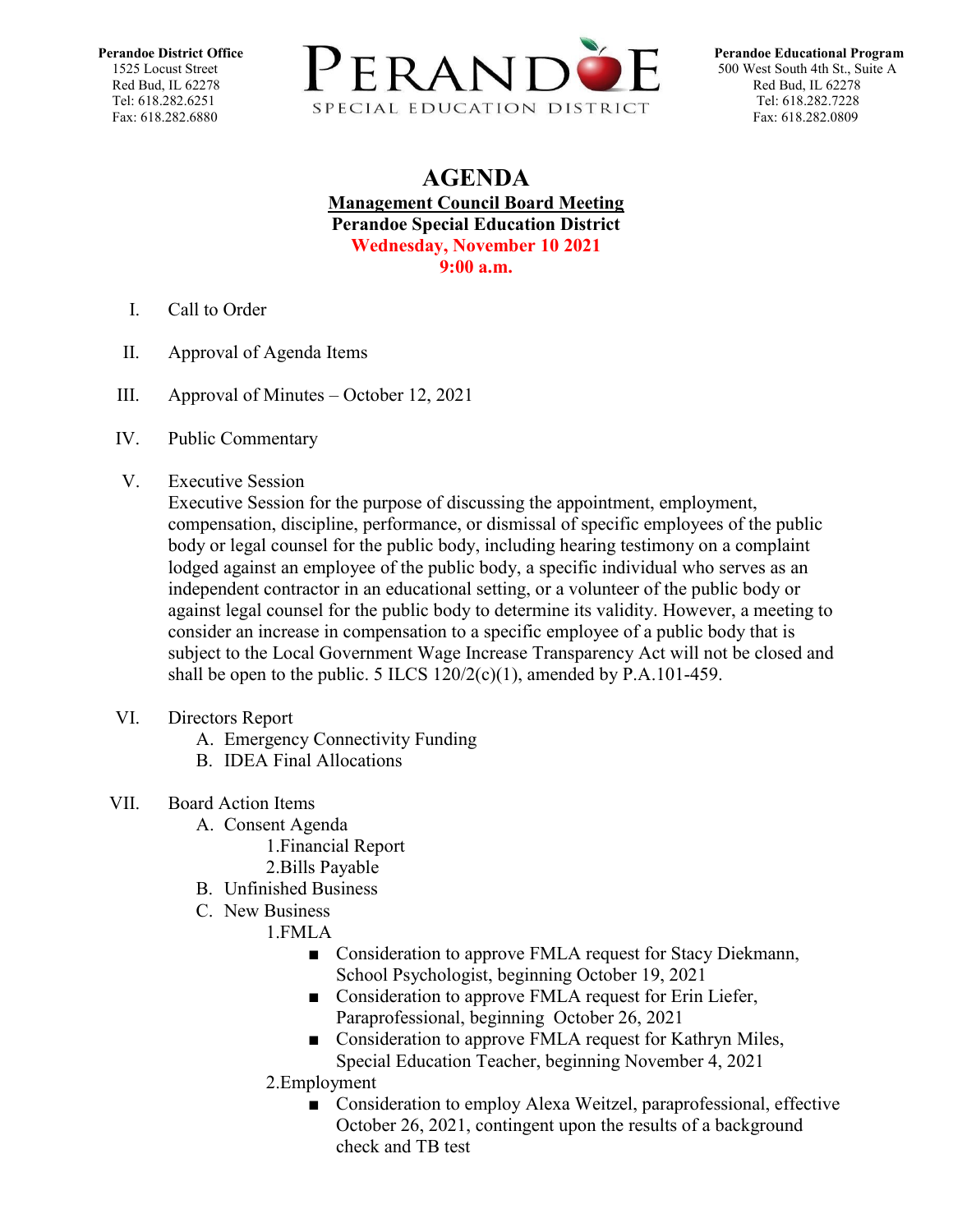**Perandoe District Office**
1525 Locust Street
Red Bud, IL 62278
Tel: 618.282.6251
Fax: 618.282.6880

PERANDOE
SPECIAL EDUCATION DISTRICT

**Perandoe Educational Program**
500 West South 4th St., Suite A
Red Bud, IL 62278
Tel: 618.282.7228
Fax: 618.282.0809

# AGENDA

**Management Council Board Meeting**
**Perandoe Special Education District**
**Wednesday, November 10 2021**
**9:00 a.m.**

I. Call to Order

II. Approval of Agenda Items

III. Approval of Minutes – October 12, 2021

IV. Public Commentary

V. Executive Session
Executive Session for the purpose of discussing the appointment, employment, compensation, discipline, performance, or dismissal of specific employees of the public body or legal counsel for the public body, including hearing testimony on a complaint lodged against an employee of the public body, a specific individual who serves as an independent contractor in an educational setting, or a volunteer of the public body or against legal counsel for the public body to determine its validity. However, a meeting to consider an increase in compensation to a specific employee of a public body that is subject to the Local Government Wage Increase Transparency Act will not be closed and shall be open to the public. 5 ILCS 120/2(c)(1), amended by P.A.101-459.

VI. Directors Report
   A. Emergency Connectivity Funding
   B. IDEA Final Allocations

VII. Board Action Items
   A. Consent Agenda
      1. Financial Report
      2. Bills Payable
   B. Unfinished Business
   C. New Business
      1. FMLA
         - Consideration to approve FMLA request for Stacy Diekmann, School Psychologist, beginning October 19, 2021
         - Consideration to approve FMLA request for Erin Liefer, Paraprofessional, beginning October 26, 2021
         - Consideration to approve FMLA request for Kathryn Miles, Special Education Teacher, beginning November 4, 2021
      2. Employment
         - Consideration to employ Alexa Weitzel, paraprofessional, effective October 26, 2021, contingent upon the results of a background check and TB test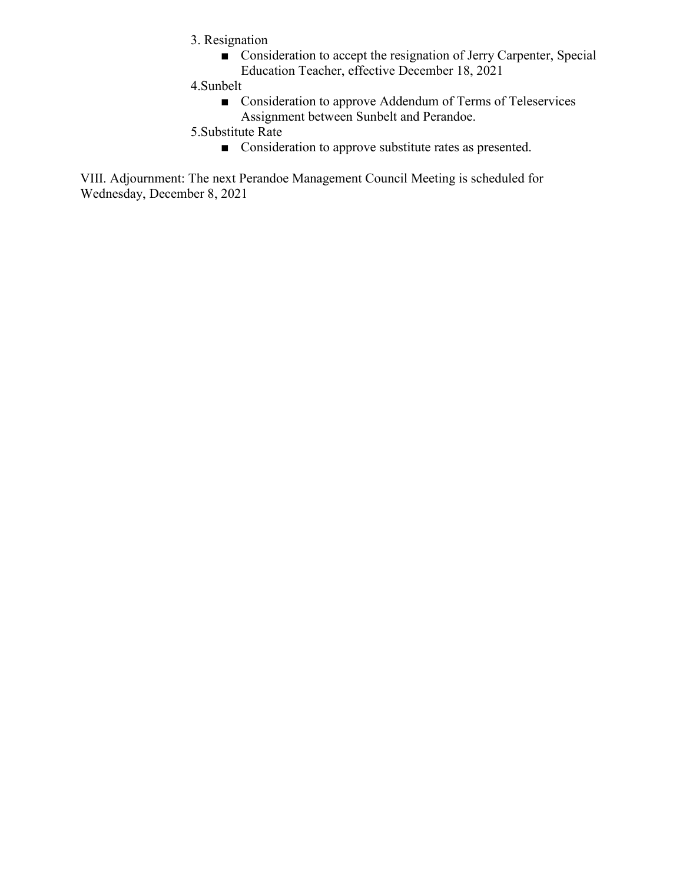3. Resignation
    - Consideration to accept the resignation of Jerry Carpenter, Special Education Teacher, effective December 18, 2021

4.Sunbelt
    - Consideration to approve Addendum of Terms of Teleservices Assignment between Sunbelt and Perandoe.

5.Substitute Rate
    - Consideration to approve substitute rates as presented.

VIII. Adjournment: The next Perandoe Management Council Meeting is scheduled for Wednesday, December 8, 2021